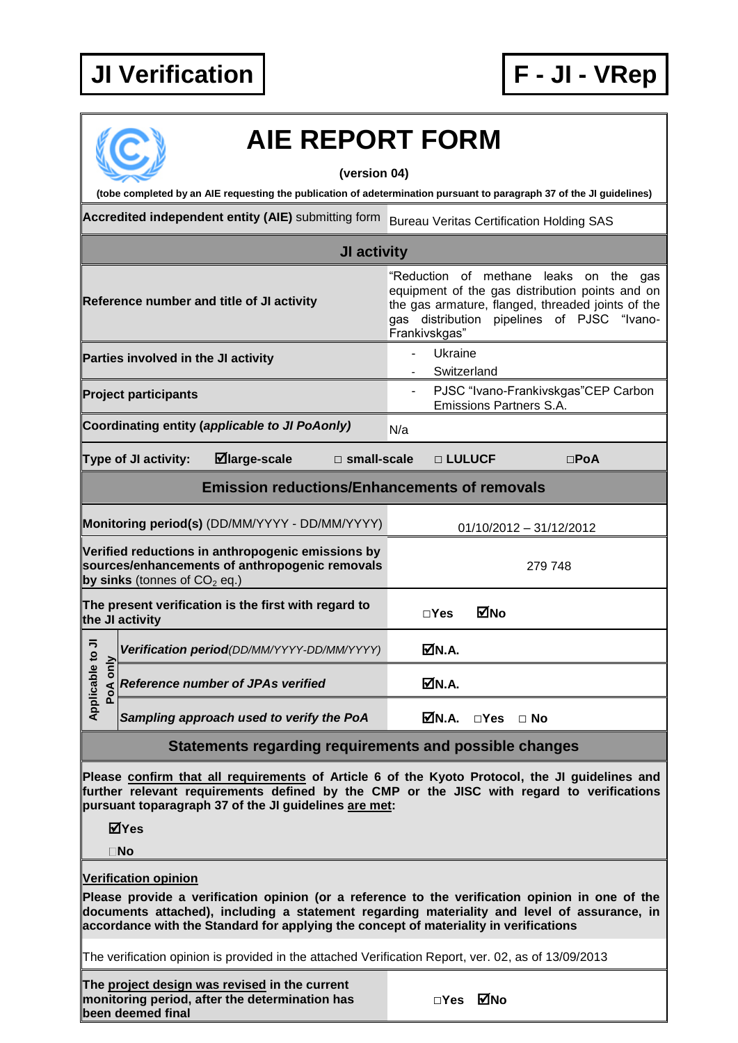**JI Verification** | **F - JI - VRep**

# AIE REPORT FORM

**(version 04)**

**(tobe completed by an AIE requesting the publication of adetermination pursuant to paragraph 37 of the JI guidelines)**

| | |
|---|---|
| **Accredited independent entity (AIE)** submitting form | Bureau Veritas Certification Holding SAS |
| **JI activity** | |
| **Reference number and title of JI activity** | "Reduction of methane leaks on the gas equipment of the gas distribution points and on the gas armature, flanged, threaded joints of the gas distribution pipelines of PJSC "Ivano-Frankivskgas" |
| **Parties involved in the JI activity** | - Ukraine<br>- Switzerland |
| **Project participants** | - PJSC "Ivano-Frankivskgas"CEP Carbon Emissions Partners S.A. |
| **Coordinating entity (*applicable to JI PoAonly*)** | N/a |
| **Type of JI activity:** ☑**large-scale** □ **small-scale** □ **LULUCF** □**PoA** | |
| **Emission reductions/Enhancements of removals** | |
| **Monitoring period(s)** (DD/MM/YYYY - DD/MM/YYYY) | 01/10/2012 – 31/12/2012 |
| **Verified reductions in anthropogenic emissions by sources/enhancements of anthropogenic removals by sinks** (tonnes of $CO_2$ eq.) | 279 748 |
| **The present verification is the first with regard to the JI activity** | □**Yes** ☑**No** |
| *Applicable to JI PoA only* — ***Verification period****(DD/MM/YYYY-DD/MM/YYYY)* | ☑**N.A.** |
| *Applicable to JI PoA only* — ***Reference number of JPAs verified*** | ☑**N.A.** |
| *Applicable to JI PoA only* — ***Sampling approach used to verify the PoA*** | ☑**N.A.** □**Yes** □ **No** |

## Statements regarding requirements and possible changes

**Please <u>confirm that all requirements</u> of Article 6 of the Kyoto Protocol, the JI guidelines and further relevant requirements defined by the CMP or the JISC with regard to verifications pursuant toparagraph 37 of the JI guidelines <u>are met</u>:**

☑**Yes**

□**No**

**<u>Verification opinion</u>**

**Please provide a verification opinion (or a reference to the verification opinion in one of the documents attached), including a statement regarding materiality and level of assurance, in accordance with the Standard for applying the concept of materiality in verifications**

The verification opinion is provided in the attached Verification Report, ver. 02, as of 13/09/2013

| | |
|---|---|
| **The <u>project design was revised</u> in the current monitoring period, after the determination has been deemed final** | □**Yes** ☑**No** |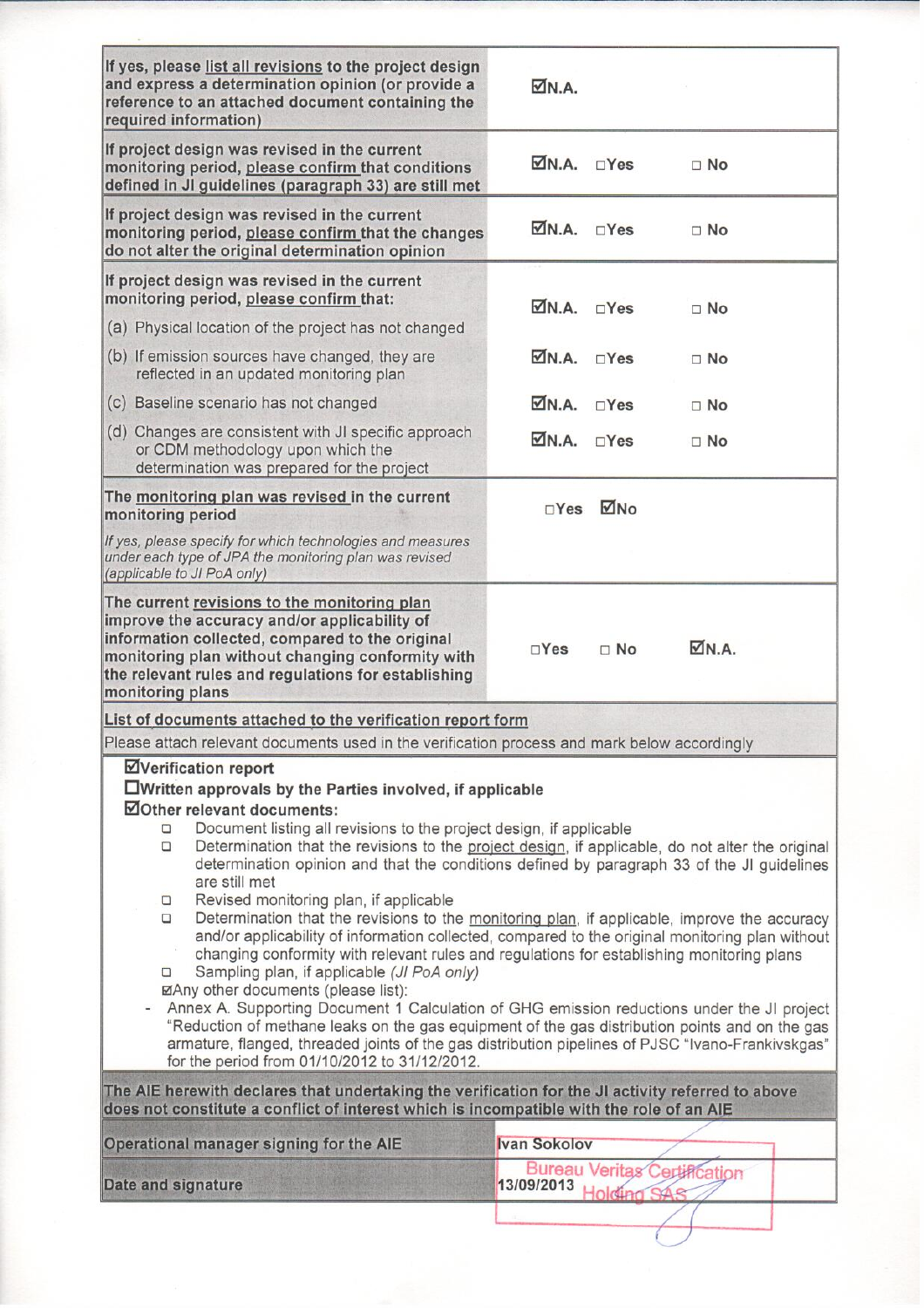| | | | |
|---|---|---|---|
| **If yes, please list all revisions to the project design and express a determination opinion (or provide a reference to an attached document containing the required information)** | ☑N.A. | | |
| **If project design was revised in the current monitoring period, please confirm that conditions defined in JI guidelines (paragraph 33) are still met** | ☑N.A. | □Yes | □ No |
| **If project design was revised in the current monitoring period, please confirm that the changes do not alter the original determination opinion** | ☑N.A. | □Yes | □ No |
| **If project design was revised in the current monitoring period, please confirm that:** (a) Physical location of the project has not changed | ☑N.A. | □Yes | □ No |
| (b) If emission sources have changed, they are reflected in an updated monitoring plan | ☑N.A. | □Yes | □ No |
| (c) Baseline scenario has not changed | ☑N.A. | □Yes | □ No |
| (d) Changes are consistent with JI specific approach or CDM methodology upon which the determination was prepared for the project | ☑N.A. | □Yes | □ No |
| **The monitoring plan was revised in the current monitoring period** *If yes, please specify for which technologies and measures under each type of JPA the monitoring plan was revised (applicable to JI PoA only)* | □Yes | ☑No | |
| **The current revisions to the monitoring plan improve the accuracy and/or applicability of information collected, compared to the original monitoring plan without changing conformity with the relevant rules and regulations for establishing monitoring plans** | □Yes | □ No | ☑N.A. |

**List of documents attached to the verification report form**

Please attach relevant documents used in the verification process and mark below accordingly

☑**Verification report**

☐**Written approvals by the Parties involved, if applicable**

☑**Other relevant documents:**

- □ Document listing all revisions to the project design, if applicable
- □ Determination that the revisions to the project design, if applicable, do not alter the original determination opinion and that the conditions defined by paragraph 33 of the JI guidelines are still met
- □ Revised monitoring plan, if applicable
- □ Determination that the revisions to the monitoring plan, if applicable, improve the accuracy and/or applicability of information collected, compared to the original monitoring plan without changing conformity with relevant rules and regulations for establishing monitoring plans
- □ Sampling plan, if applicable *(JI PoA only)*

☑Any other documents (please list):

- Annex A. Supporting Document 1 Calculation of GHG emission reductions under the JI project "Reduction of methane leaks on the gas equipment of the gas distribution points and on the gas armature, flanged, threaded joints of the gas distribution pipelines of PJSC "Ivano-Frankivskgas" for the period from 01/10/2012 to 31/12/2012.

**The AIE herewith declares that undertaking the verification for the JI activity referred to above does not constitute a conflict of interest which is incompatible with the role of an AIE**

| | |
|---|---|
| **Operational manager signing for the AIE** | **Ivan Sokolov** |
| **Date and signature** | 13/09/2013 Bureau Veritas Certification Holding SAS |